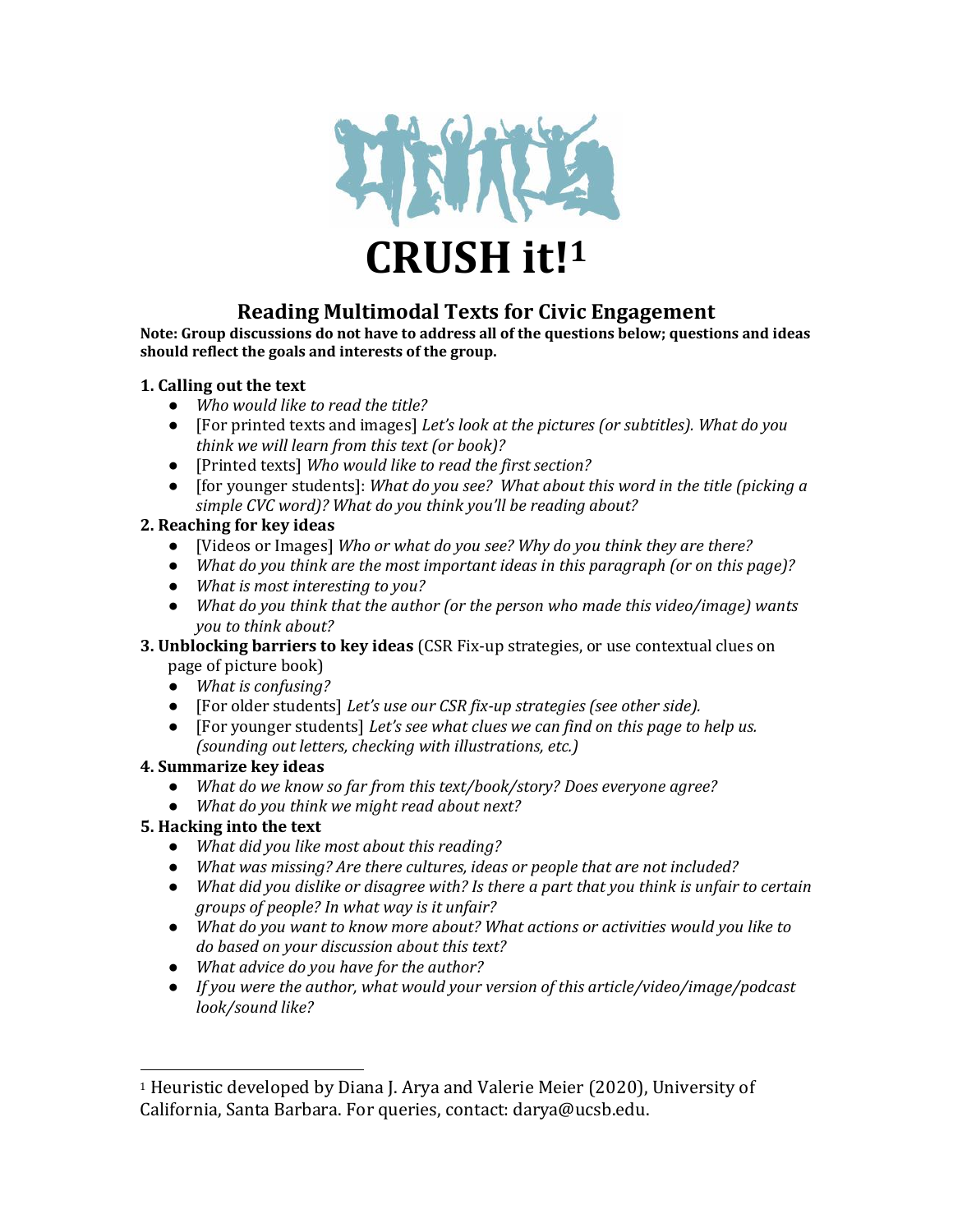# CRUSH it![1]

## Reading Multimodal Texts for Civic Engagement

**Note: Group discussions do not have to address all of the questions below; questions and ideas should reflect the goals and interests of the group.**

**1. Calling out the text**

- *Who would like to read the title?*
- [For printed texts and images] *Let's look at the pictures (or subtitles). What do you think we will learn from this text (or book)?*
- [Printed texts] *Who would like to read the first section?*
- [for younger students]: *What do you see? What about this word in the title (picking a simple CVC word)? What do you think you'll be reading about?*

**2. Reaching for key ideas**

- [Videos or Images] *Who or what do you see? Why do you think they are there?*
- *What do you think are the most important ideas in this paragraph (or on this page)?*
- *What is most interesting to you?*
- *What do you think that the author (or the person who made this video/image) wants you to think about?*

**3. Unblocking barriers to key ideas** (CSR Fix-up strategies, or use contextual clues on page of picture book)

- *What is confusing?*
- [For older students] *Let's use our CSR fix-up strategies (see other side).*
- [For younger students] *Let's see what clues we can find on this page to help us. (sounding out letters, checking with illustrations, etc.)*

**4. Summarize key ideas**

- *What do we know so far from this text/book/story? Does everyone agree?*
- *What do you think we might read about next?*

**5. Hacking into the text**

- *What did you like most about this reading?*
- *What was missing? Are there cultures, ideas or people that are not included?*
- *What did you dislike or disagree with? Is there a part that you think is unfair to certain groups of people? In what way is it unfair?*
- *What do you want to know more about? What actions or activities would you like to do based on your discussion about this text?*
- *What advice do you have for the author?*
- *If you were the author, what would your version of this article/video/image/podcast look/sound like?*

---

[1] Heuristic developed by Diana J. Arya and Valerie Meier (2020), University of California, Santa Barbara. For queries, contact: darya@ucsb.edu.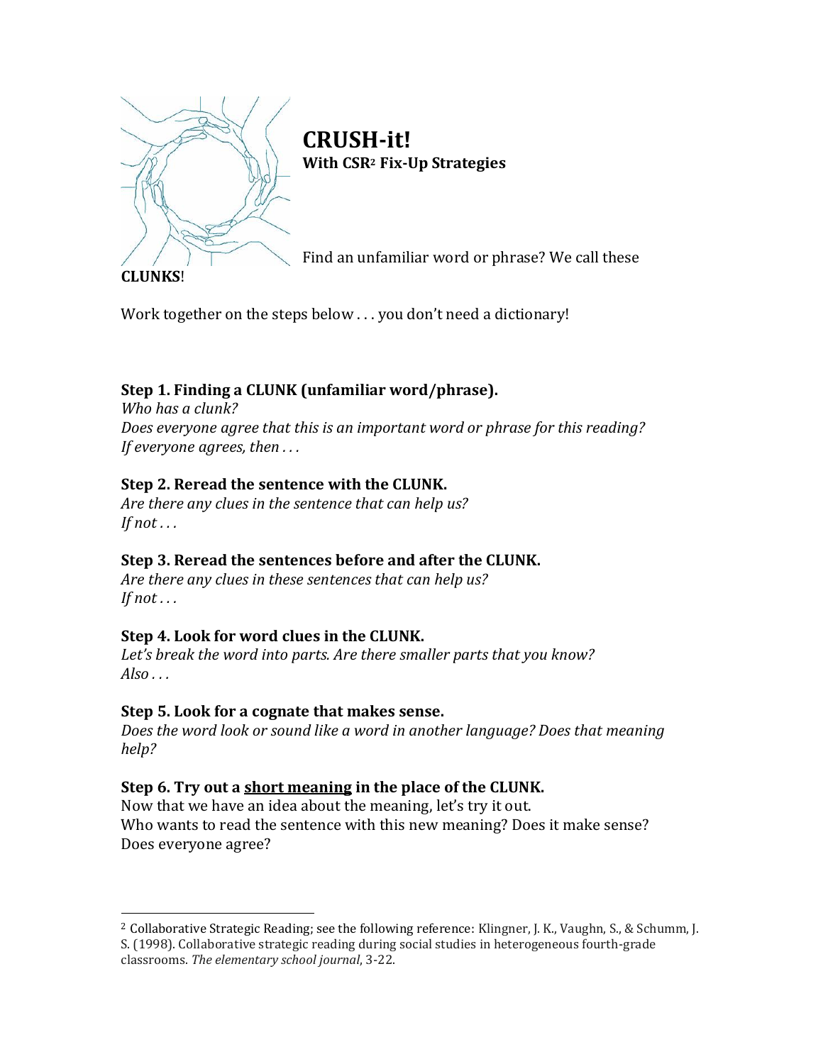# CRUSH-it!

**With CSR[2] Fix-Up Strategies**

Find an unfamiliar word or phrase? We call these **CLUNKS**!

Work together on the steps below . . . you don't need a dictionary!

### Step 1. Finding a CLUNK (unfamiliar word/phrase).

*Who has a clunk?*
*Does everyone agree that this is an important word or phrase for this reading?*
*If everyone agrees, then . . .*

### Step 2. Reread the sentence with the CLUNK.

*Are there any clues in the sentence that can help us?*
*If not . . .*

### Step 3. Reread the sentences before and after the CLUNK.

*Are there any clues in these sentences that can help us?*
*If not . . .*

### Step 4. Look for word clues in the CLUNK.

*Let's break the word into parts. Are there smaller parts that you know?*
*Also . . .*

### Step 5. Look for a cognate that makes sense.

*Does the word look or sound like a word in another language? Does that meaning help?*

### Step 6. Try out a <u>short meaning</u> in the place of the CLUNK.

Now that we have an idea about the meaning, let's try it out.
Who wants to read the sentence with this new meaning? Does it make sense?
Does everyone agree?

---

[2] Collaborative Strategic Reading; see the following reference: Klingner, J. K., Vaughn, S., & Schumm, J. S. (1998). Collaborative strategic reading during social studies in heterogeneous fourth-grade classrooms. *The elementary school journal*, 3-22.